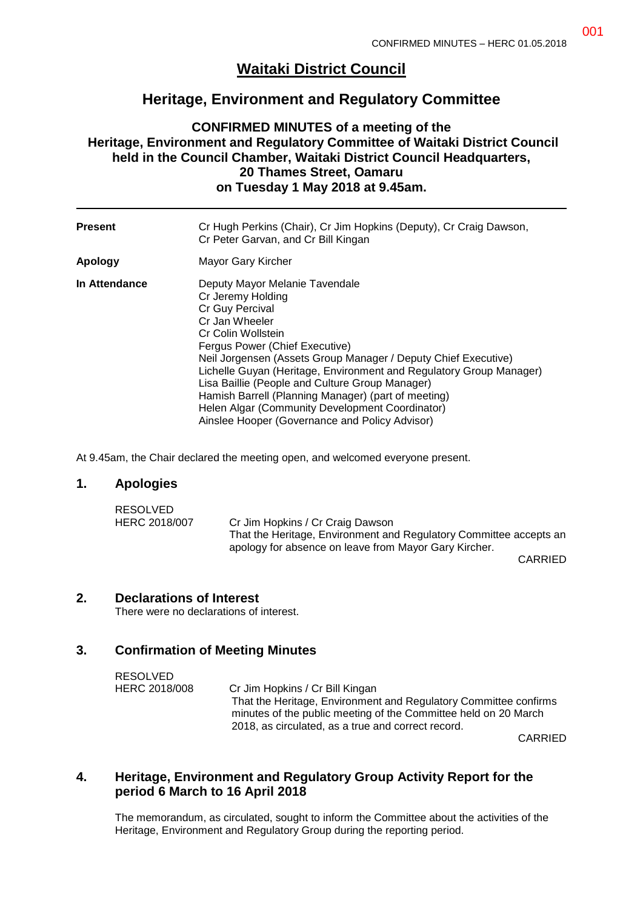# Waitaki District Council

## Heritage, Environment and Regulatory Committee

### CONFIRMED MINUTES of a meeting of the Heritage, Environment and Regulatory Committee of Waitaki District Council held in the Council Chamber, Waitaki District Council Headquarters, 20 Thames Street, Oamaru on Tuesday 1 May 2018 at 9.45am.

| | |
|---|---|
| **Present** | Cr Hugh Perkins (Chair), Cr Jim Hopkins (Deputy), Cr Craig Dawson, Cr Peter Garvan, and Cr Bill Kingan |
| **Apology** | Mayor Gary Kircher |
| **In Attendance** | Deputy Mayor Melanie Tavendale<br>Cr Jeremy Holding<br>Cr Guy Percival<br>Cr Jan Wheeler<br>Cr Colin Wollstein<br>Fergus Power (Chief Executive)<br>Neil Jorgensen (Assets Group Manager / Deputy Chief Executive)<br>Lichelle Guyan (Heritage, Environment and Regulatory Group Manager)<br>Lisa Baillie (People and Culture Group Manager)<br>Hamish Barrell (Planning Manager) (part of meeting)<br>Helen Algar (Community Development Coordinator)<br>Ainslee Hooper (Governance and Policy Advisor) |

At 9.45am, the Chair declared the meeting open, and welcomed everyone present.

## 1. Apologies

RESOLVED
HERC 2018/007 — Cr Jim Hopkins / Cr Craig Dawson
That the Heritage, Environment and Regulatory Committee accepts an apology for absence on leave from Mayor Gary Kircher.

CARRIED

## 2. Declarations of Interest

There were no declarations of interest.

## 3. Confirmation of Meeting Minutes

RESOLVED
HERC 2018/008 — Cr Jim Hopkins / Cr Bill Kingan
That the Heritage, Environment and Regulatory Committee confirms minutes of the public meeting of the Committee held on 20 March 2018, as circulated, as a true and correct record.

CARRIED

## 4. Heritage, Environment and Regulatory Group Activity Report for the period 6 March to 16 April 2018

The memorandum, as circulated, sought to inform the Committee about the activities of the Heritage, Environment and Regulatory Group during the reporting period.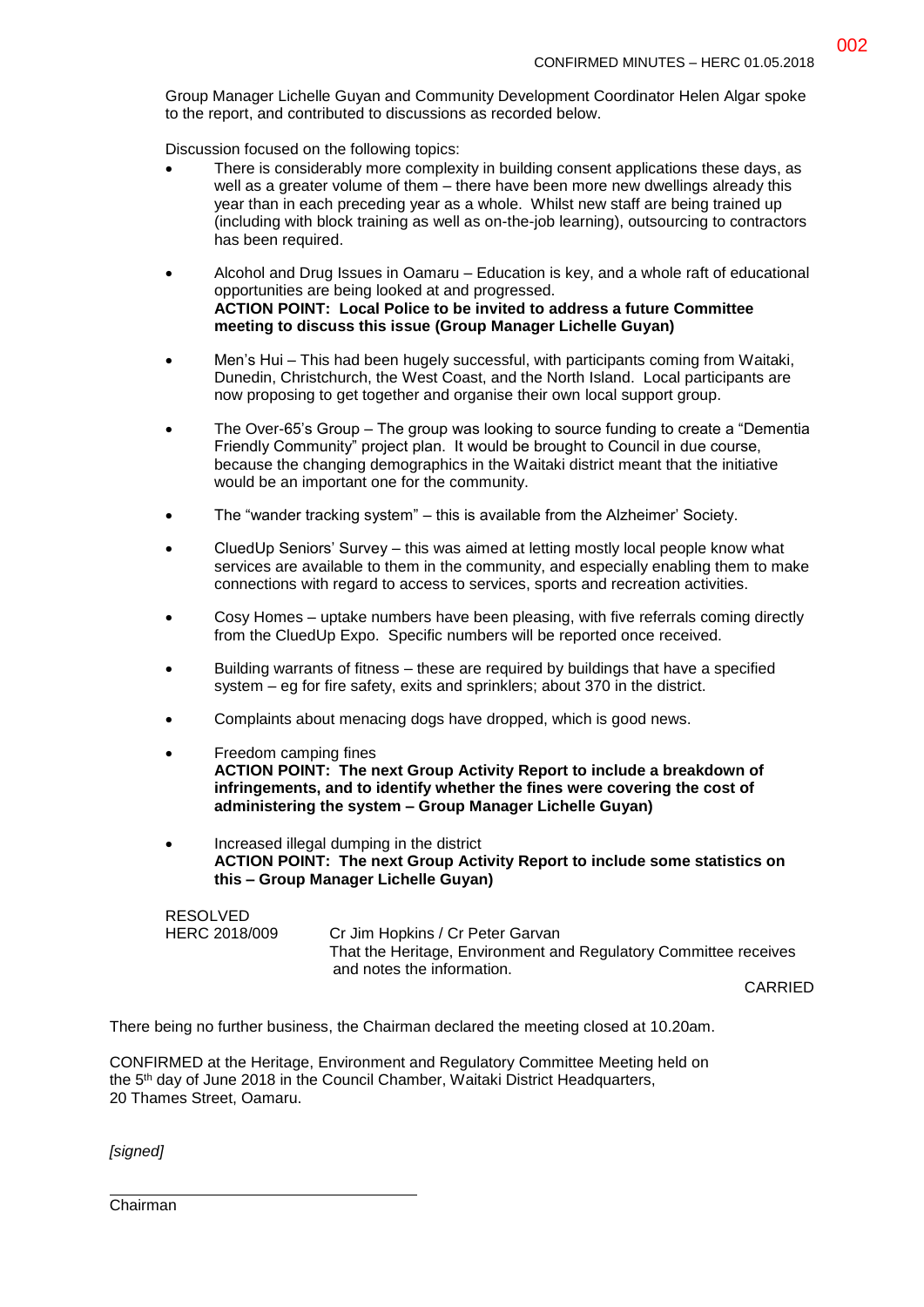Group Manager Lichelle Guyan and Community Development Coordinator Helen Algar spoke to the report, and contributed to discussions as recorded below.

Discussion focused on the following topics:

- There is considerably more complexity in building consent applications these days, as well as a greater volume of them – there have been more new dwellings already this year than in each preceding year as a whole. Whilst new staff are being trained up (including with block training as well as on-the-job learning), outsourcing to contractors has been required.

- Alcohol and Drug Issues in Oamaru – Education is key, and a whole raft of educational opportunities are being looked at and progressed.
  **ACTION POINT: Local Police to be invited to address a future Committee meeting to discuss this issue (Group Manager Lichelle Guyan)**

- Men's Hui – This had been hugely successful, with participants coming from Waitaki, Dunedin, Christchurch, the West Coast, and the North Island. Local participants are now proposing to get together and organise their own local support group.

- The Over-65's Group – The group was looking to source funding to create a "Dementia Friendly Community" project plan. It would be brought to Council in due course, because the changing demographics in the Waitaki district meant that the initiative would be an important one for the community.

- The "wander tracking system" – this is available from the Alzheimer' Society.

- CluedUp Seniors' Survey – this was aimed at letting mostly local people know what services are available to them in the community, and especially enabling them to make connections with regard to access to services, sports and recreation activities.

- Cosy Homes – uptake numbers have been pleasing, with five referrals coming directly from the CluedUp Expo. Specific numbers will be reported once received.

- Building warrants of fitness – these are required by buildings that have a specified system – eg for fire safety, exits and sprinklers; about 370 in the district.

- Complaints about menacing dogs have dropped, which is good news.

- Freedom camping fines
  **ACTION POINT: The next Group Activity Report to include a breakdown of infringements, and to identify whether the fines were covering the cost of administering the system – Group Manager Lichelle Guyan)**

- Increased illegal dumping in the district
  **ACTION POINT: The next Group Activity Report to include some statistics on this – Group Manager Lichelle Guyan)**

RESOLVED
HERC 2018/009 Cr Jim Hopkins / Cr Peter Garvan
That the Heritage, Environment and Regulatory Committee receives and notes the information.

CARRIED

There being no further business, the Chairman declared the meeting closed at 10.20am.

CONFIRMED at the Heritage, Environment and Regulatory Committee Meeting held on the 5th day of June 2018 in the Council Chamber, Waitaki District Headquarters, 20 Thames Street, Oamaru.

*[signed]*

Chairman